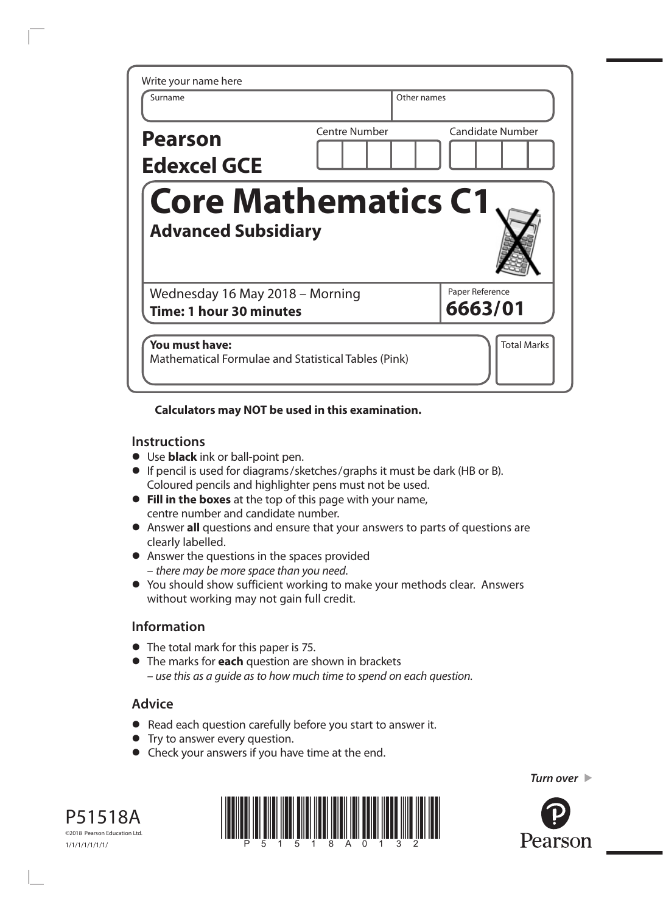Write your name here

| Surname | Other names |
| --- | --- |
| | |

**Pearson Edexcel GCE**

| Centre Number | Candidate Number |
| --- | --- |
| | |

# Core Mathematics C1

## Advanced Subsidiary

Wednesday 16 May 2018 – Morning
**Time: 1 hour 30 minutes**

Paper Reference
**6663/01**

**You must have:**
Mathematical Formulae and Statistical Tables (Pink)

Total Marks

**Calculators may NOT be used in this examination.**

## Instructions

- Use **black** ink or ball-point pen.
- If pencil is used for diagrams/sketches/graphs it must be dark (HB or B). Coloured pencils and highlighter pens must not be used.
- **Fill in the boxes** at the top of this page with your name, centre number and candidate number.
- Answer **all** questions and ensure that your answers to parts of questions are clearly labelled.
- Answer the questions in the spaces provided – *there may be more space than you need*.
- You should show sufficient working to make your methods clear. Answers without working may not gain full credit.

## Information

- The total mark for this paper is 75.
- The marks for **each** question are shown in brackets – *use this as a guide as to how much time to spend on each question.*

## Advice

- Read each question carefully before you start to answer it.
- Try to answer every question.
- Check your answers if you have time at the end.

*Turn over*

P51518A
©2018 Pearson Education Ltd.
1/1/1/1/1/1/1/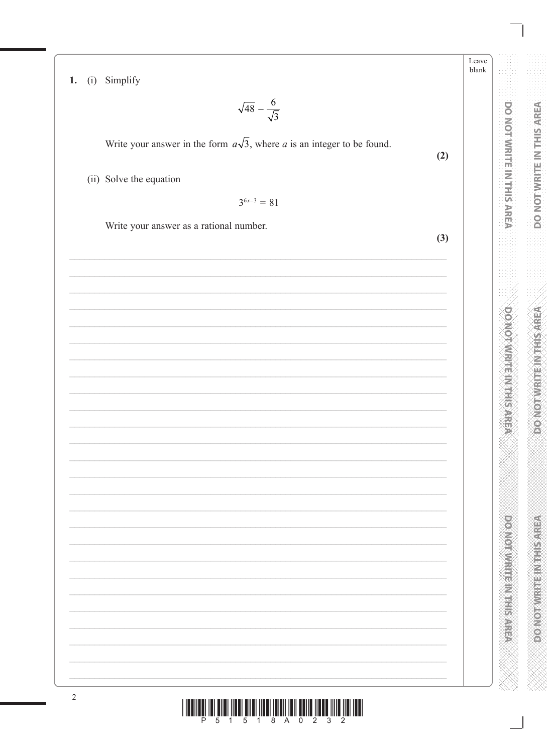**1.** (i) Simplify

$$\sqrt{48} - \frac{6}{\sqrt{3}}$$

Write your answer in the form $a\sqrt{3}$, where $a$ is an integer to be found.

**(2)**

(ii) Solve the equation

$$3^{6x-3} = 81$$

Write your answer as a rational number.

**(3)**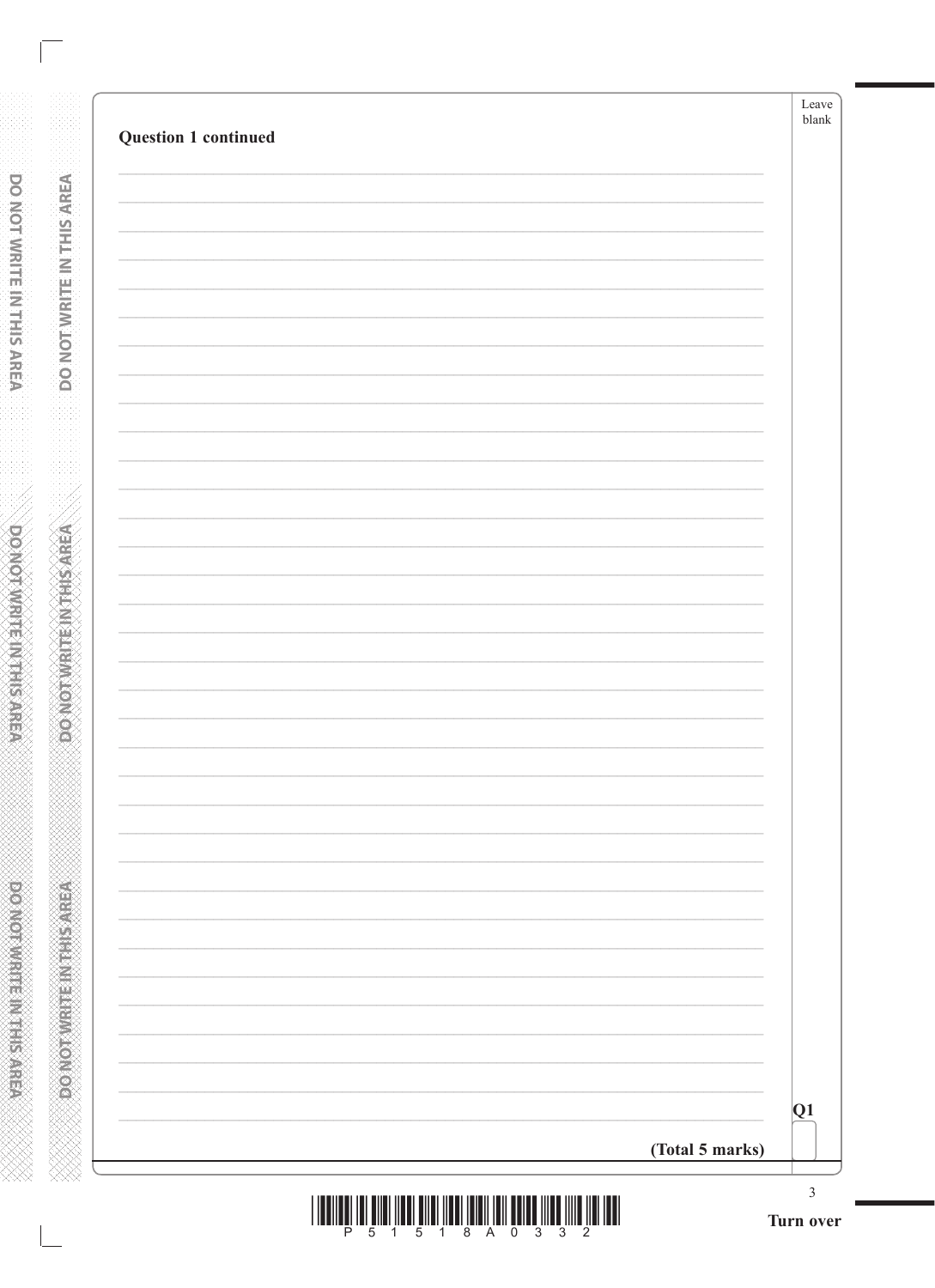**Question 1 continued**

**(Total 5 marks)**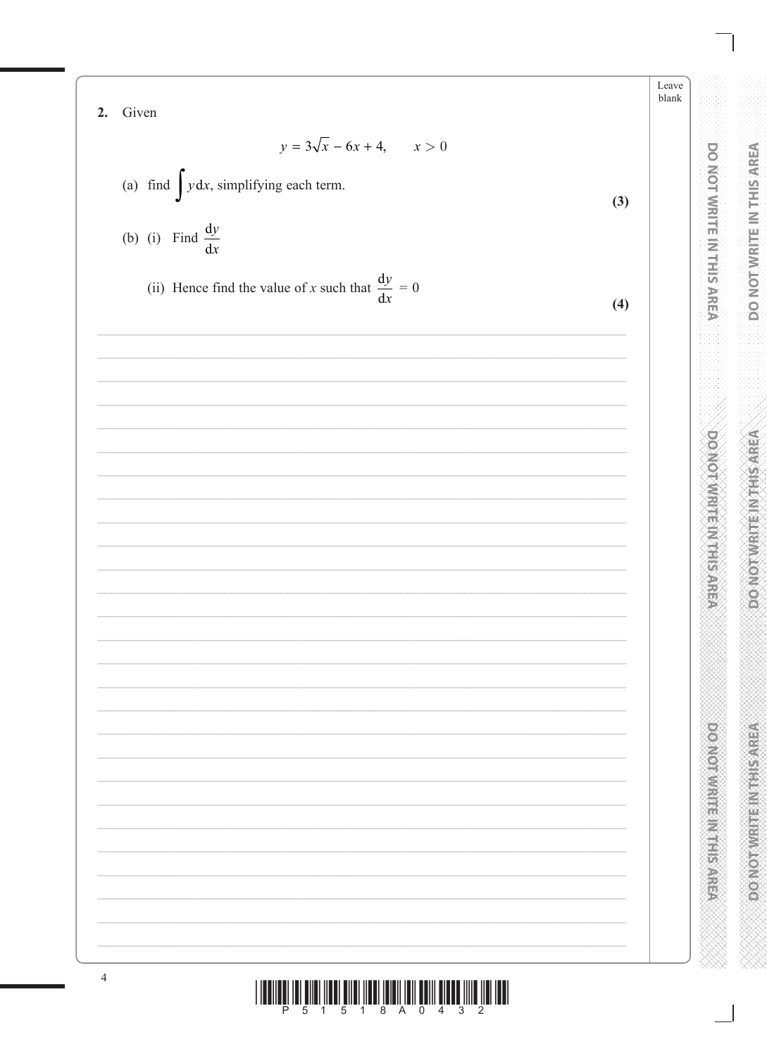**2.** Given

$$y = 3\sqrt{x} - 6x + 4, \qquad x > 0$$

(a) find $\int y \, dx$, simplifying each term.

**(3)**

(b) (i) Find $\frac{dy}{dx}$

(ii) Hence find the value of $x$ such that $\frac{dy}{dx} = 0$

**(4)**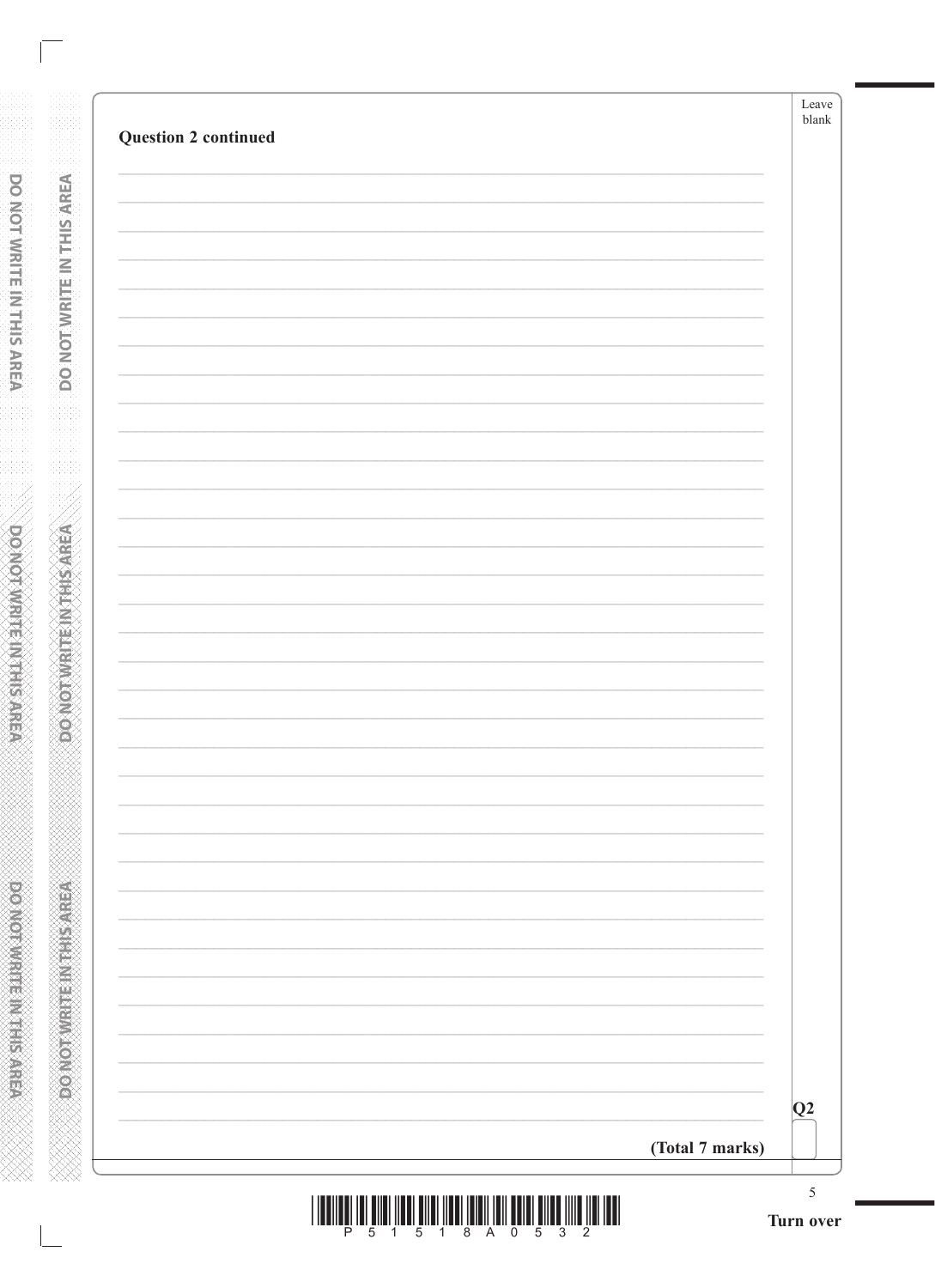**Question 2 continued**

**(Total 7 marks)**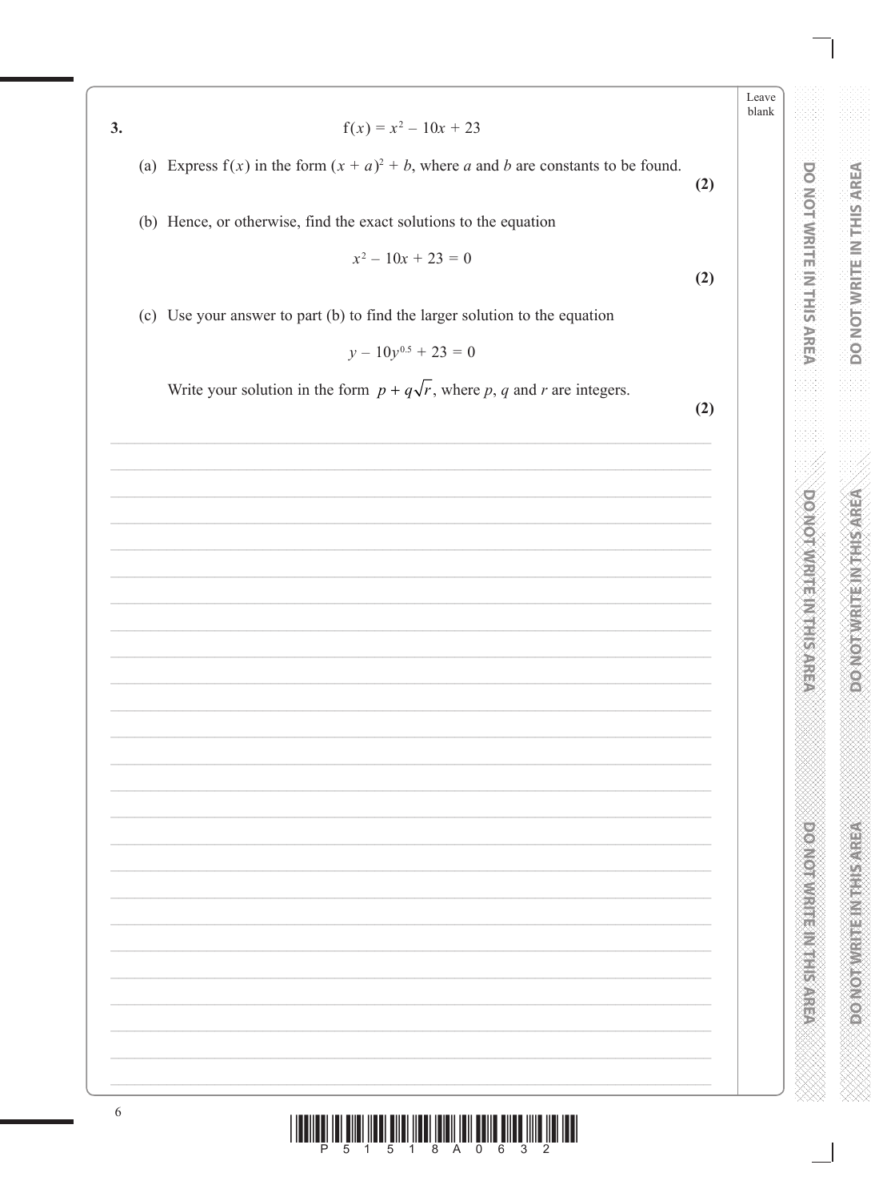**3.**

$$\mathrm{f}(x) = x^2 - 10x + 23$$

(a) Express $\mathrm{f}(x)$ in the form $(x + a)^2 + b$, where $a$ and $b$ are constants to be found. **(2)**

(b) Hence, or otherwise, find the exact solutions to the equation

$$x^2 - 10x + 23 = 0$$

**(2)**

(c) Use your answer to part (b) to find the larger solution to the equation

$$y - 10y^{0.5} + 23 = 0$$

Write your solution in the form $p + q\sqrt{r}$, where $p$, $q$ and $r$ are integers. **(2)**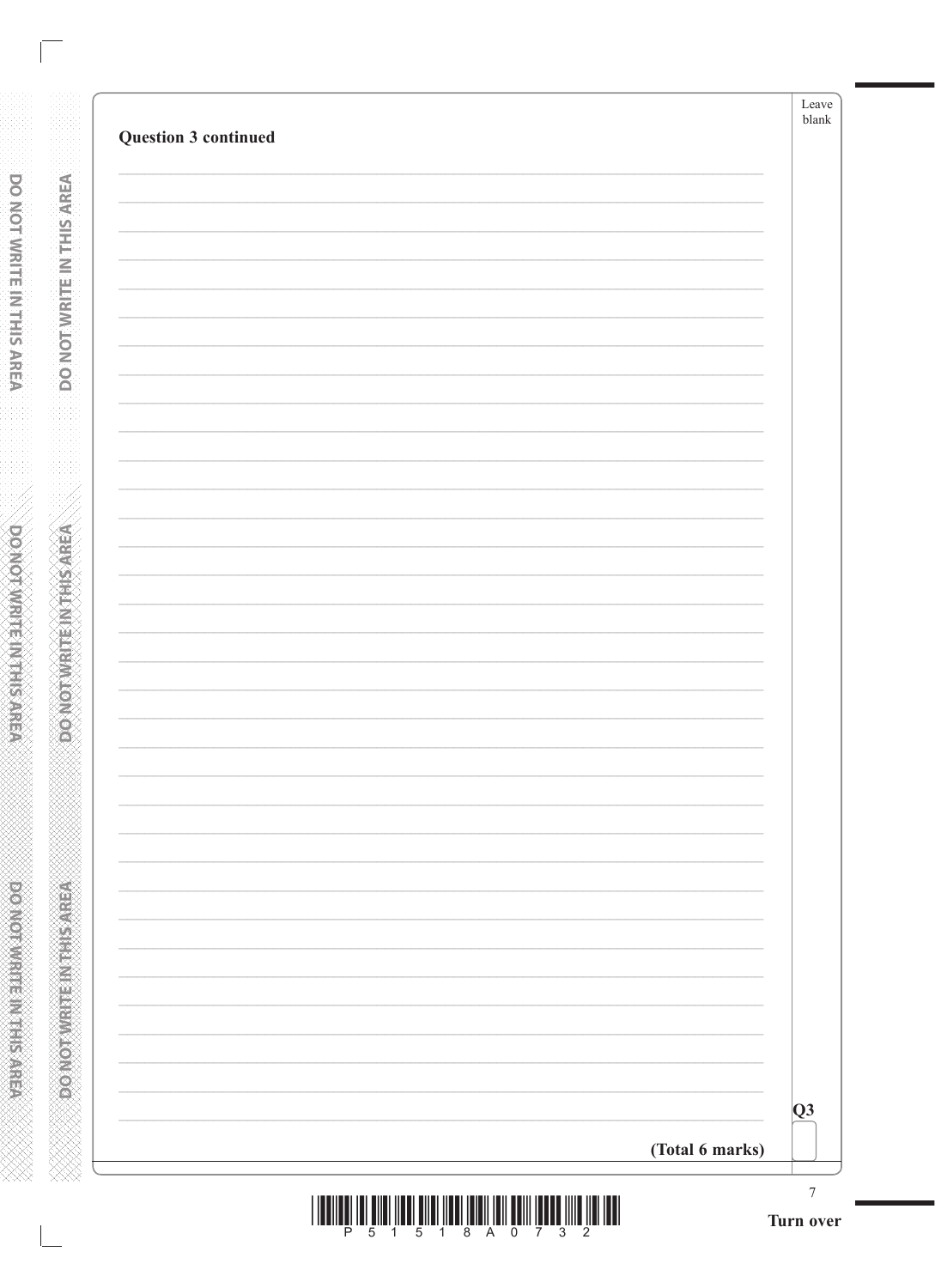**Question 3 continued**

**(Total 6 marks)**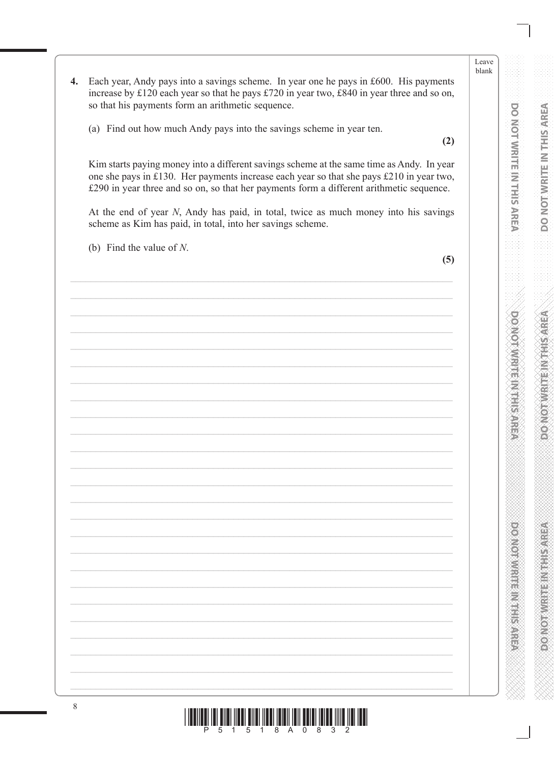**4.** Each year, Andy pays into a savings scheme. In year one he pays in £600. His payments increase by £120 each year so that he pays £720 in year two, £840 in year three and so on, so that his payments form an arithmetic sequence.

(a) Find out how much Andy pays into the savings scheme in year ten.

**(2)**

Kim starts paying money into a different savings scheme at the same time as Andy. In year one she pays in £130. Her payments increase each year so that she pays £210 in year two, £290 in year three and so on, so that her payments form a different arithmetic sequence.

At the end of year $N$, Andy has paid, in total, twice as much money into his savings scheme as Kim has paid, in total, into her savings scheme.

(b) Find the value of $N$.

**(5)**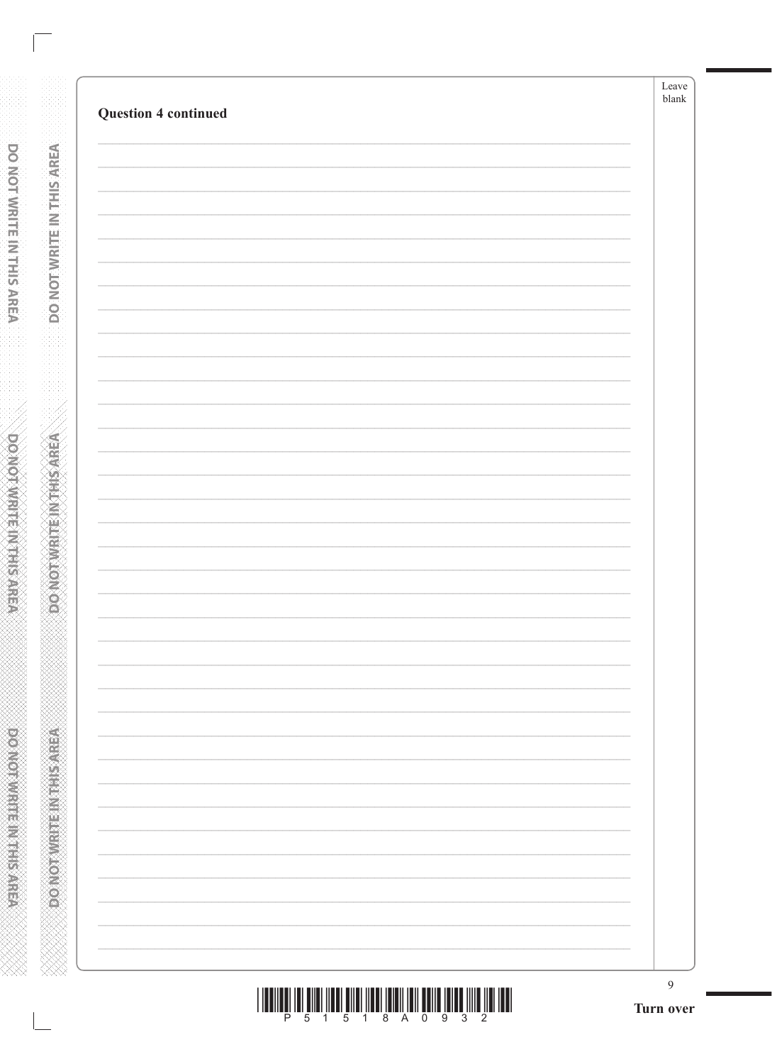**Question 4 continued**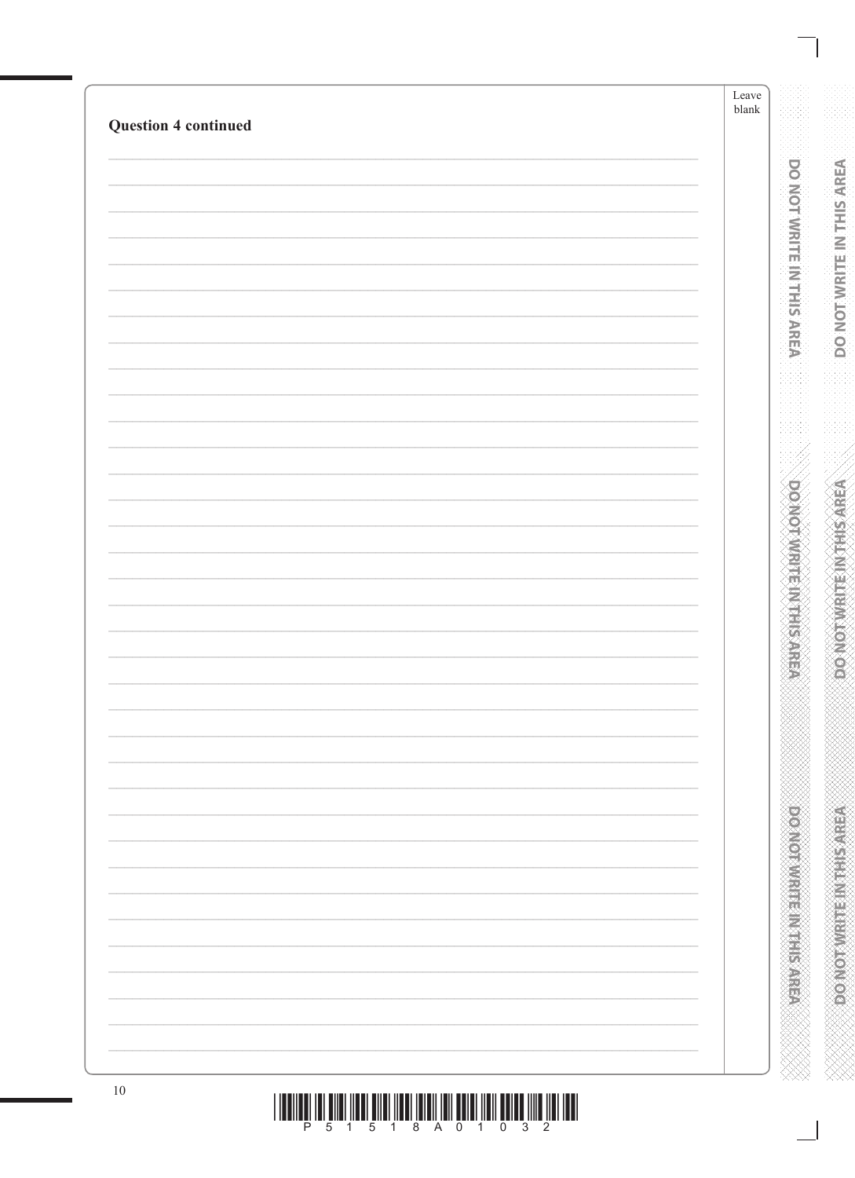**Question 4 continued**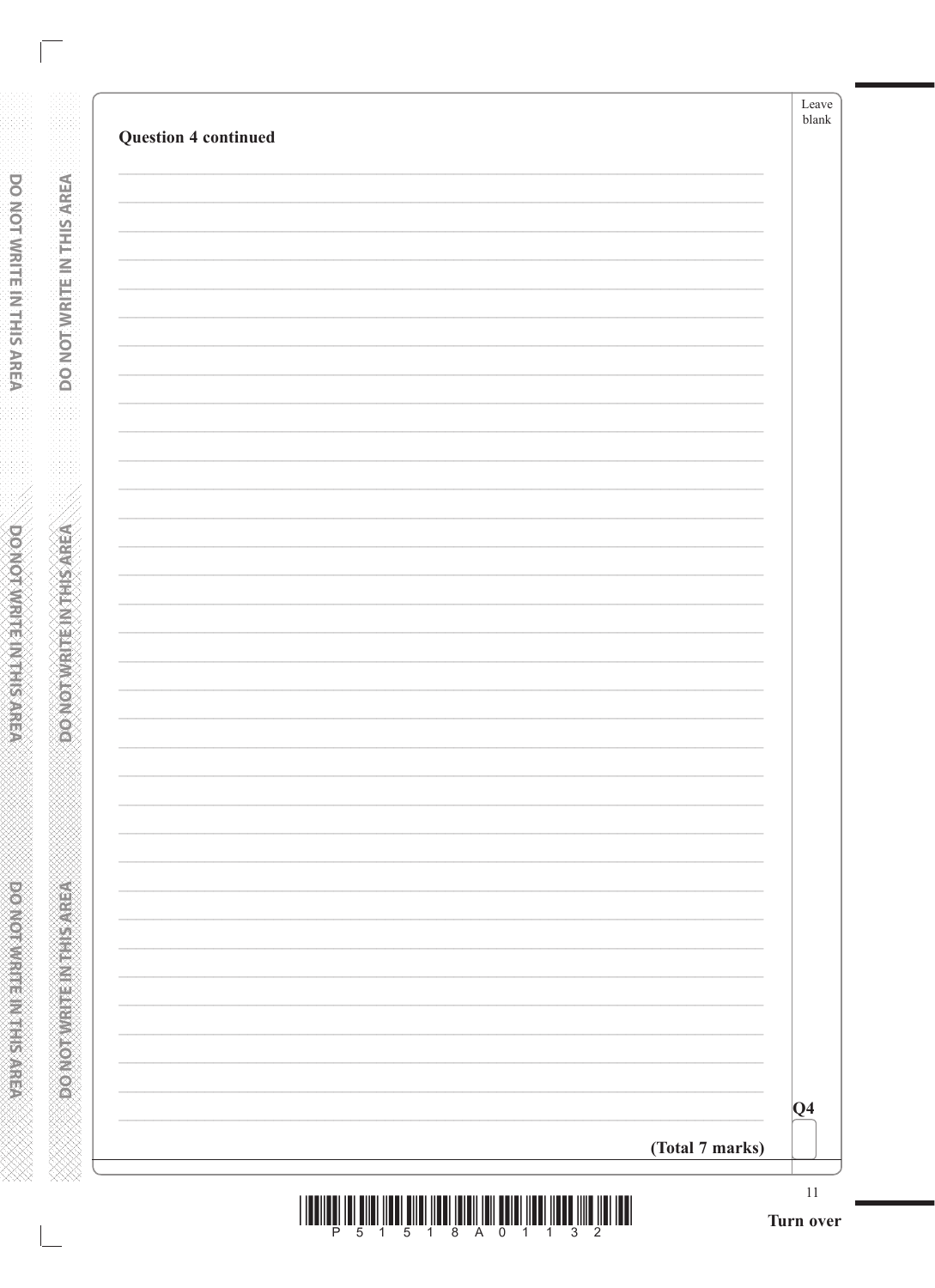**Question 4 continued**

**(Total 7 marks)**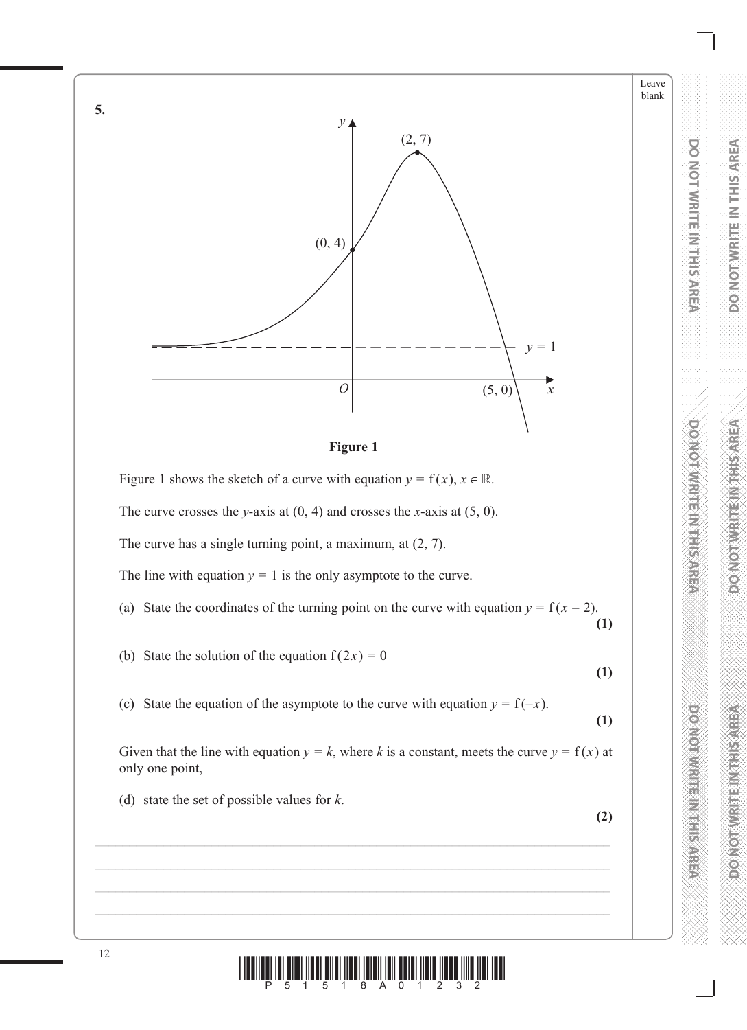**5.**

**Figure 1**

Figure 1 shows the sketch of a curve with equation $y = f(x)$, $x \in \mathbb{R}$.

The curve crosses the $y$-axis at $(0, 4)$ and crosses the $x$-axis at $(5, 0)$.

The curve has a single turning point, a maximum, at $(2, 7)$.

The line with equation $y = 1$ is the only asymptote to the curve.

(a) State the coordinates of the turning point on the curve with equation $y = f(x - 2)$. **(1)**

(b) State the solution of the equation $f(2x) = 0$ **(1)**

(c) State the equation of the asymptote to the curve with equation $y = f(-x)$. **(1)**

Given that the line with equation $y = k$, where $k$ is a constant, meets the curve $y = f(x)$ at only one point,

(d) state the set of possible values for $k$. **(2)**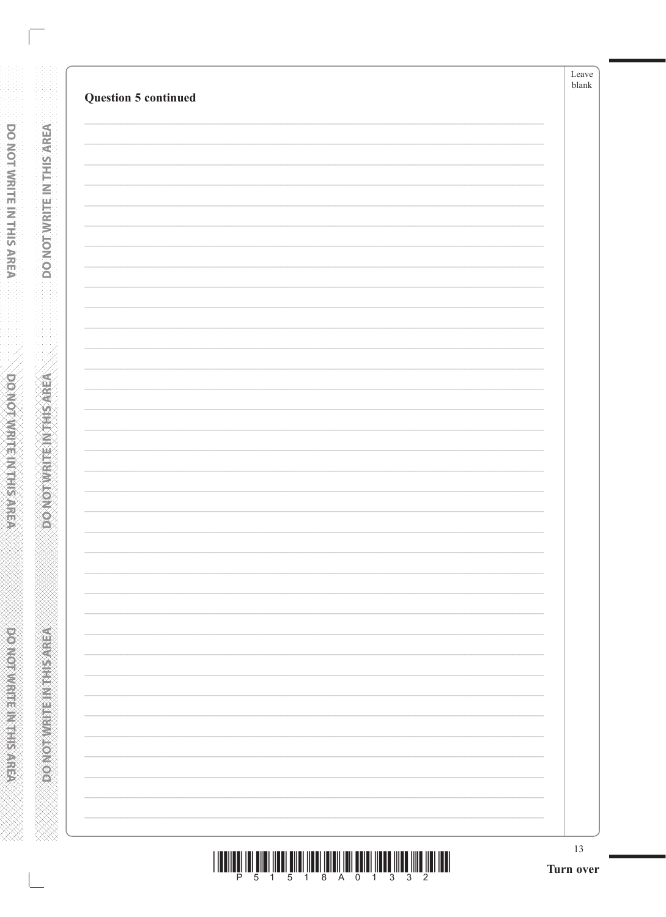**Question 5 continued**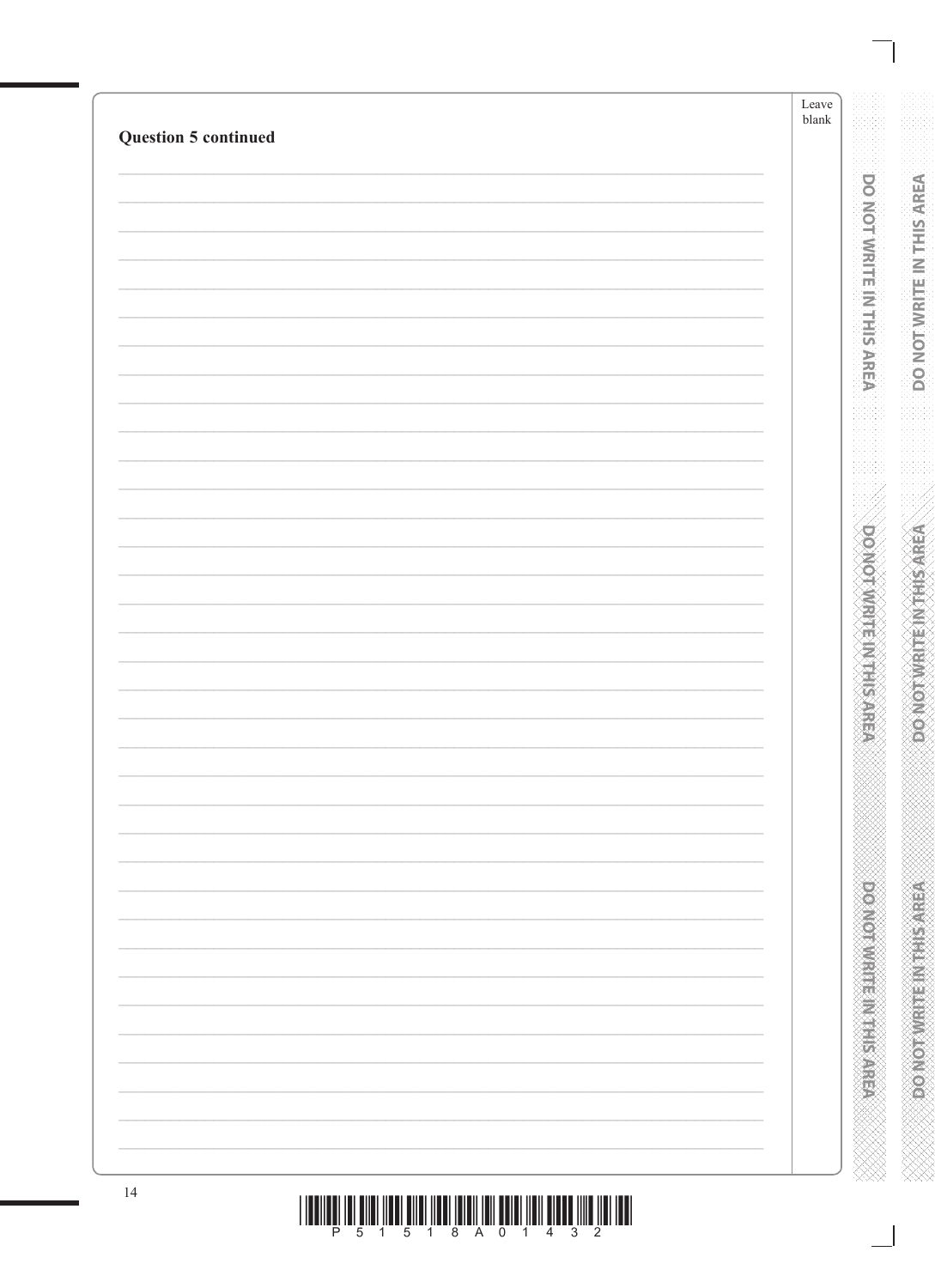**Question 5 continued**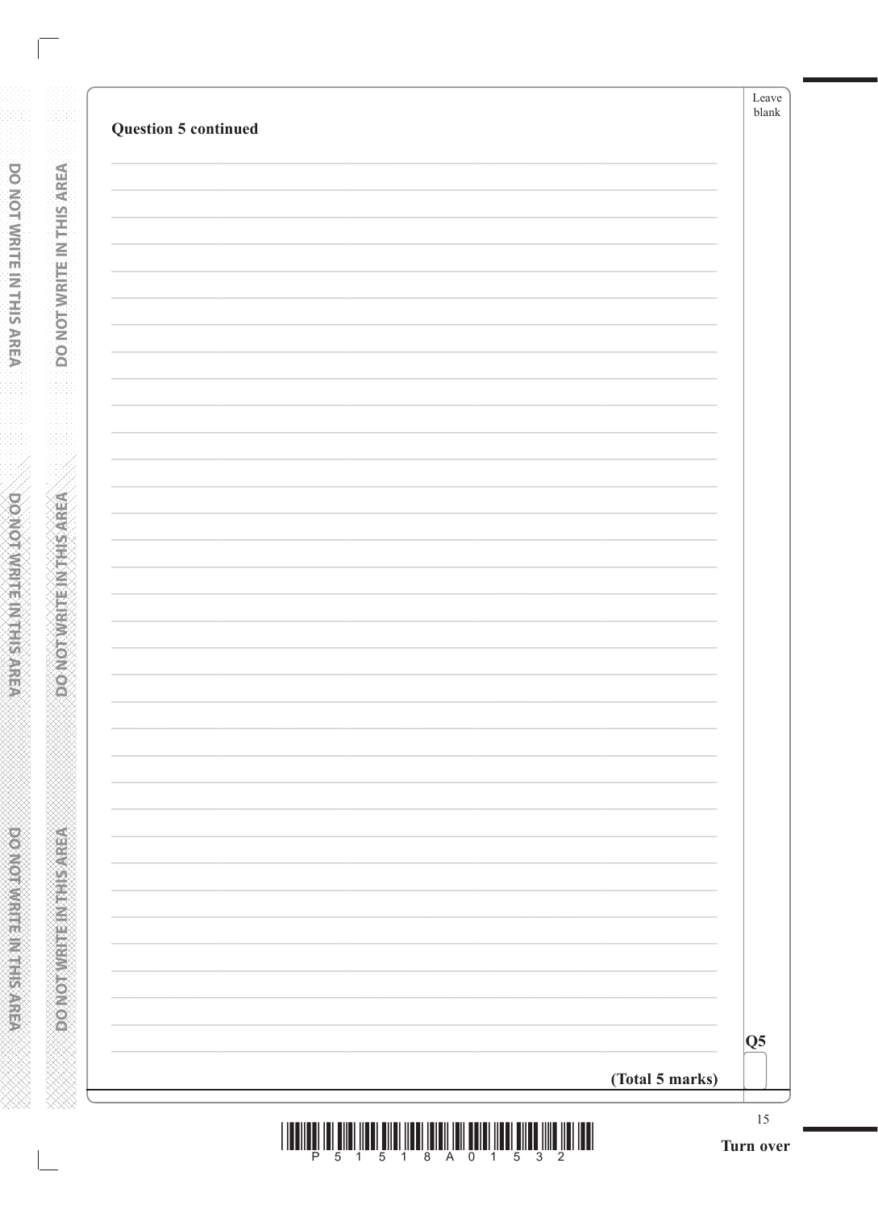**Question 5 continued**

**(Total 5 marks)**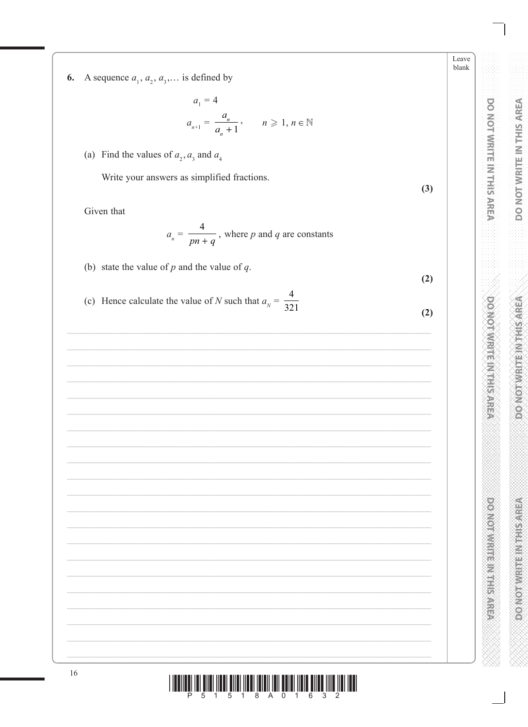**6.** A sequence $a_1, a_2, a_3, \ldots$ is defined by

$$a_1 = 4$$

$$a_{n+1} = \frac{a_n}{a_n + 1}, \qquad n \geqslant 1, n \in \mathbb{N}$$

(a) Find the values of $a_2, a_3$ and $a_4$

Write your answers as simplified fractions.

**(3)**

Given that

$$a_n = \frac{4}{pn + q}, \text{ where } p \text{ and } q \text{ are constants}$$

(b) state the value of $p$ and the value of $q$.

**(2)**

(c) Hence calculate the value of $N$ such that $a_N = \frac{4}{321}$

**(2)**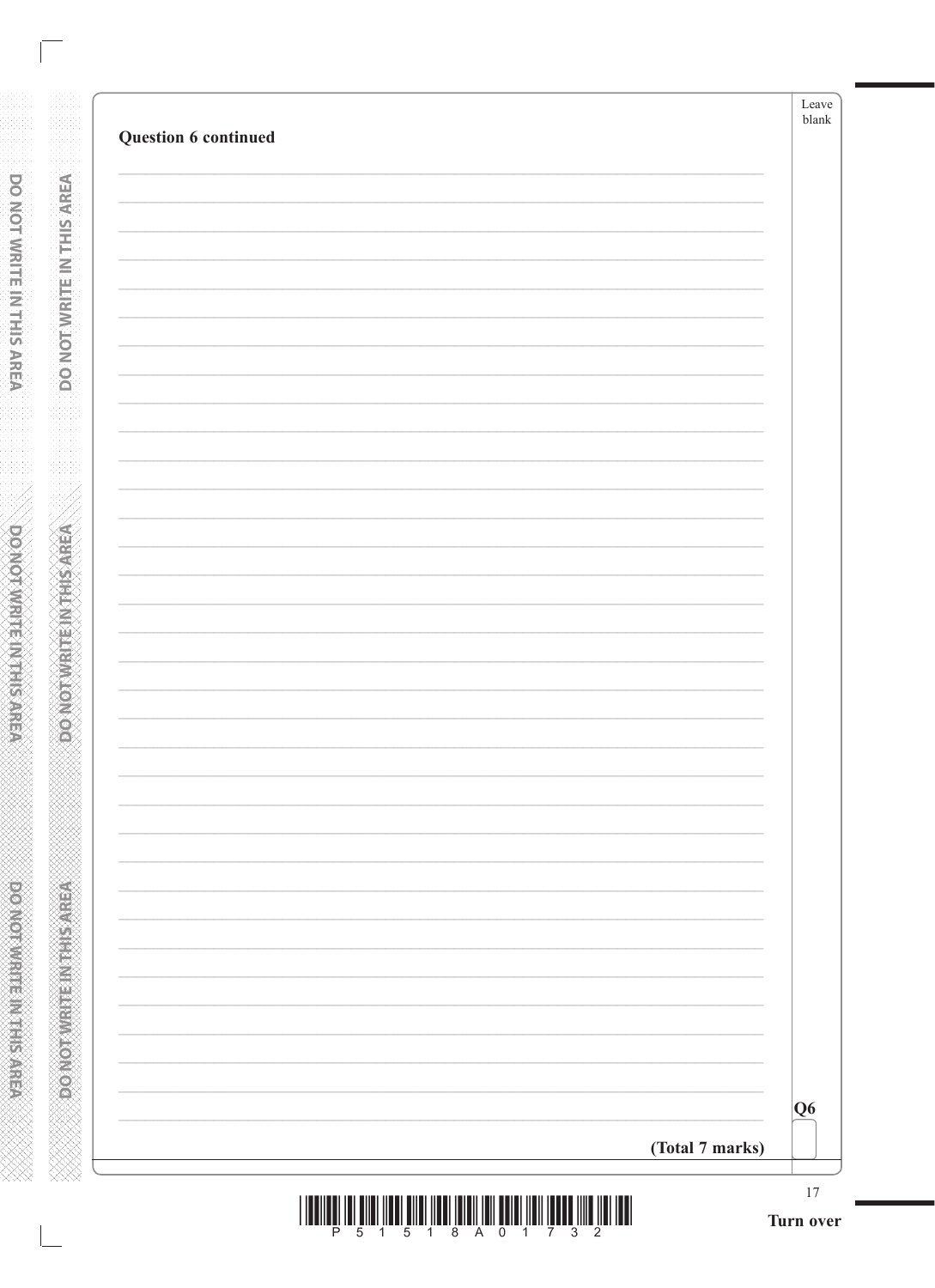**Question 6 continued**

**(Total 7 marks)**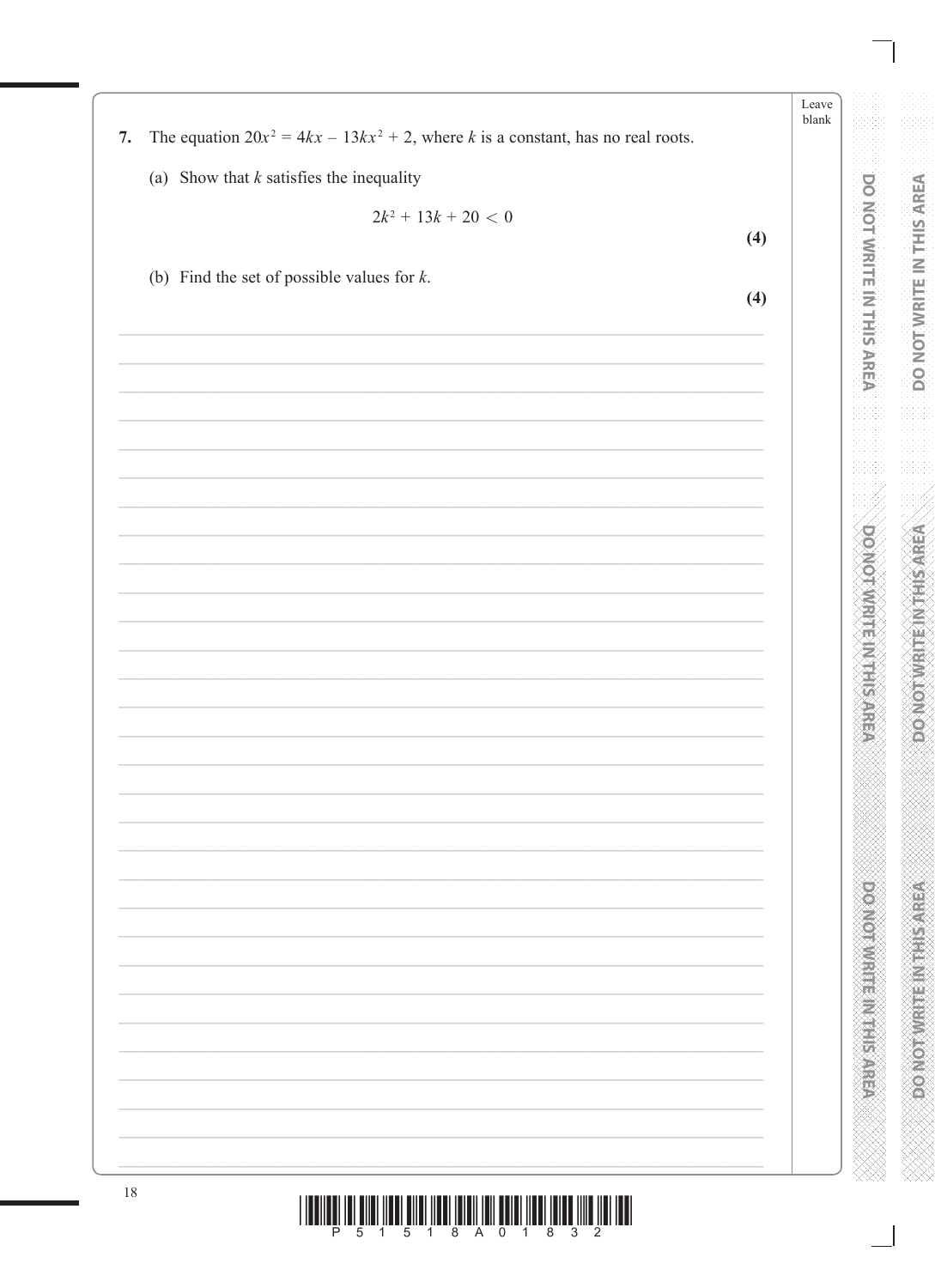7. The equation $20x^2 = 4kx - 13kx^2 + 2$, where $k$ is a constant, has no real roots.

(a) Show that $k$ satisfies the inequality

$$2k^2 + 13k + 20 < 0$$

**(4)**

(b) Find the set of possible values for $k$.

**(4)**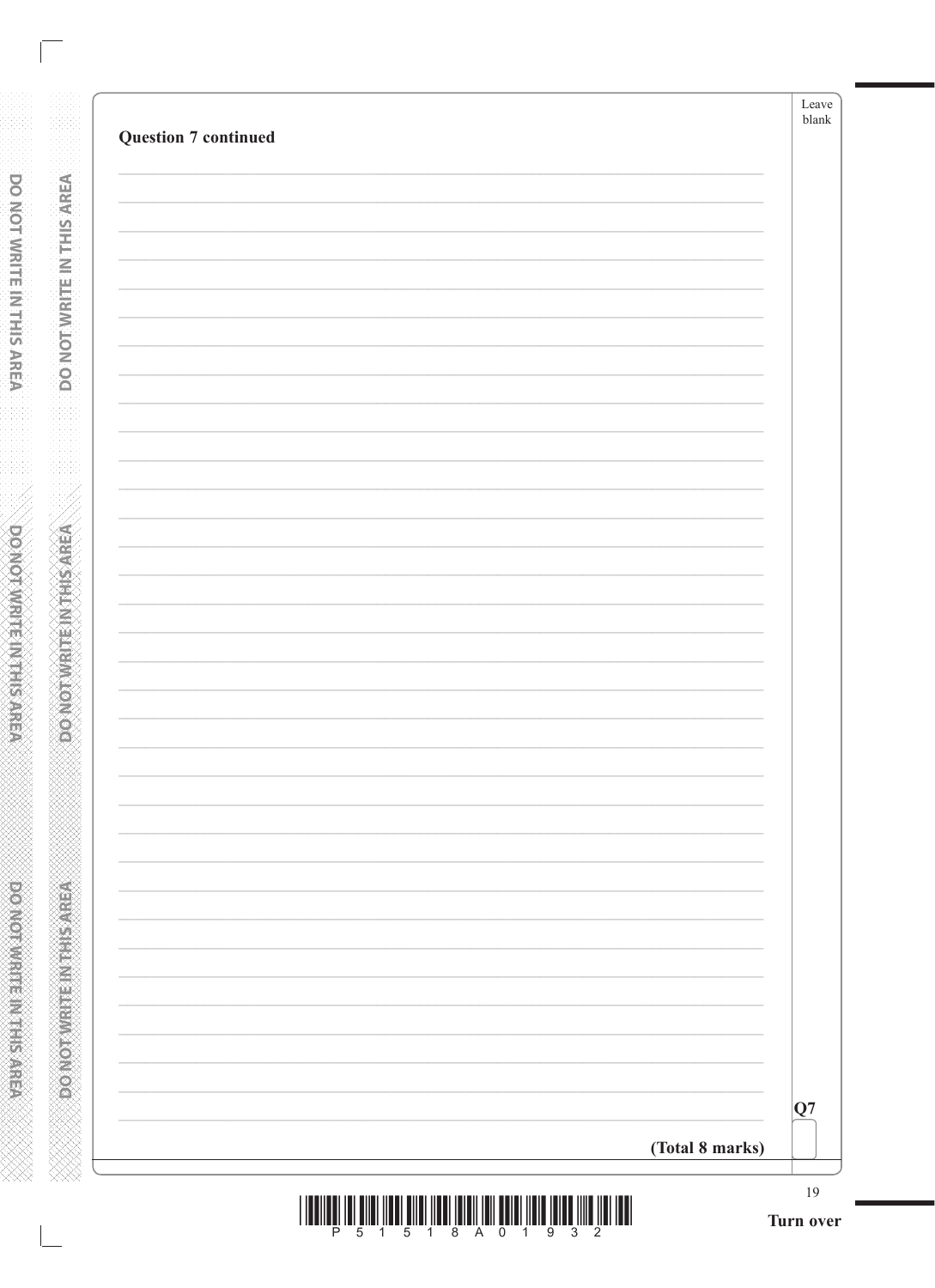**Question 7 continued**

**(Total 8 marks)**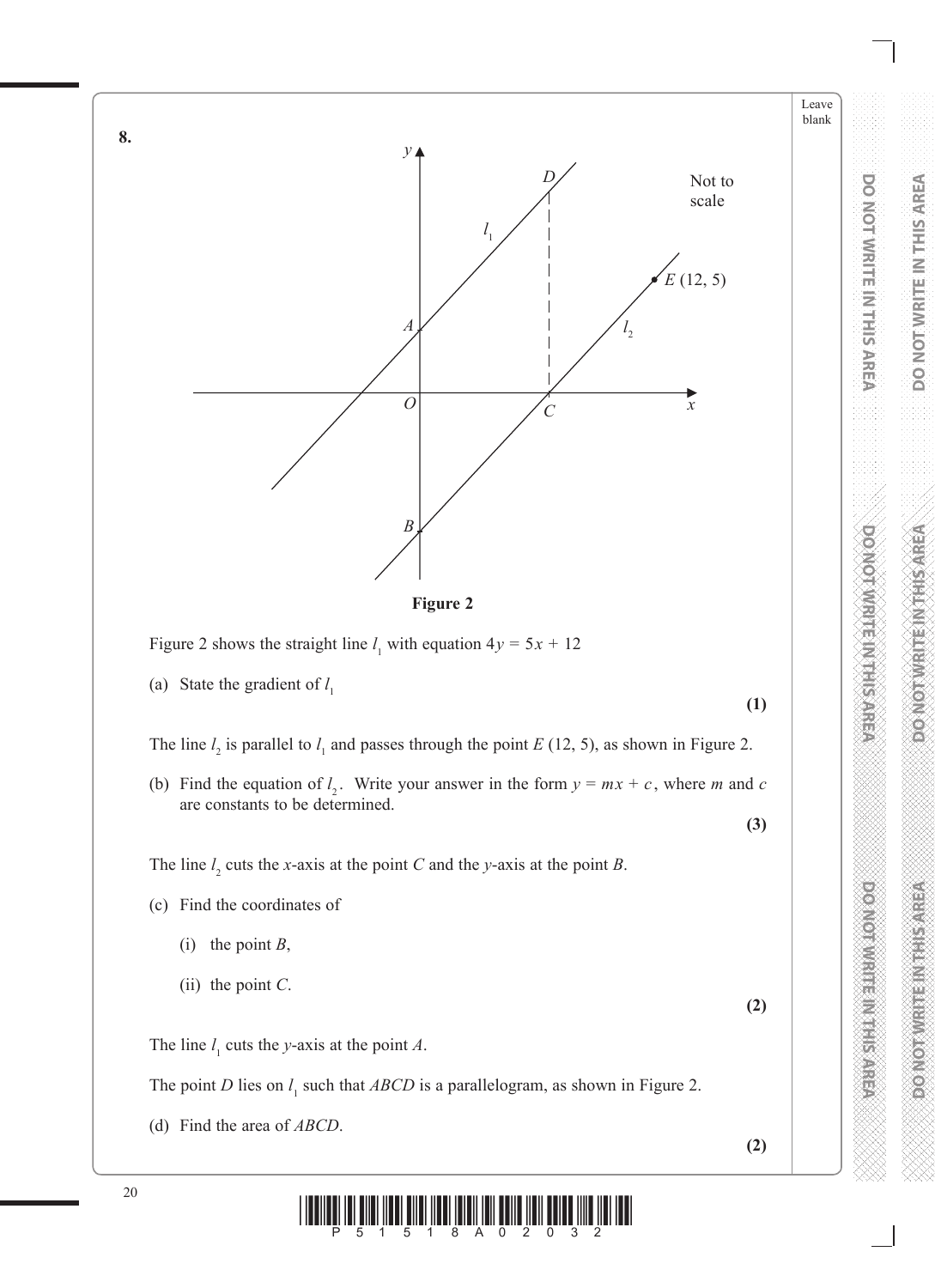**8.**

Not to scale

**Figure 2**

Figure 2 shows the straight line $l_1$ with equation $4y = 5x + 12$

(a) State the gradient of $l_1$

**(1)**

The line $l_2$ is parallel to $l_1$ and passes through the point $E$ (12, 5), as shown in Figure 2.

(b) Find the equation of $l_2$. Write your answer in the form $y = mx + c$, where $m$ and $c$ are constants to be determined.

**(3)**

The line $l_2$ cuts the $x$-axis at the point $C$ and the $y$-axis at the point $B$.

(c) Find the coordinates of

(i) the point $B$,

(ii) the point $C$.

**(2)**

The line $l_1$ cuts the $y$-axis at the point $A$.

The point $D$ lies on $l_1$ such that $ABCD$ is a parallelogram, as shown in Figure 2.

(d) Find the area of $ABCD$.

**(2)**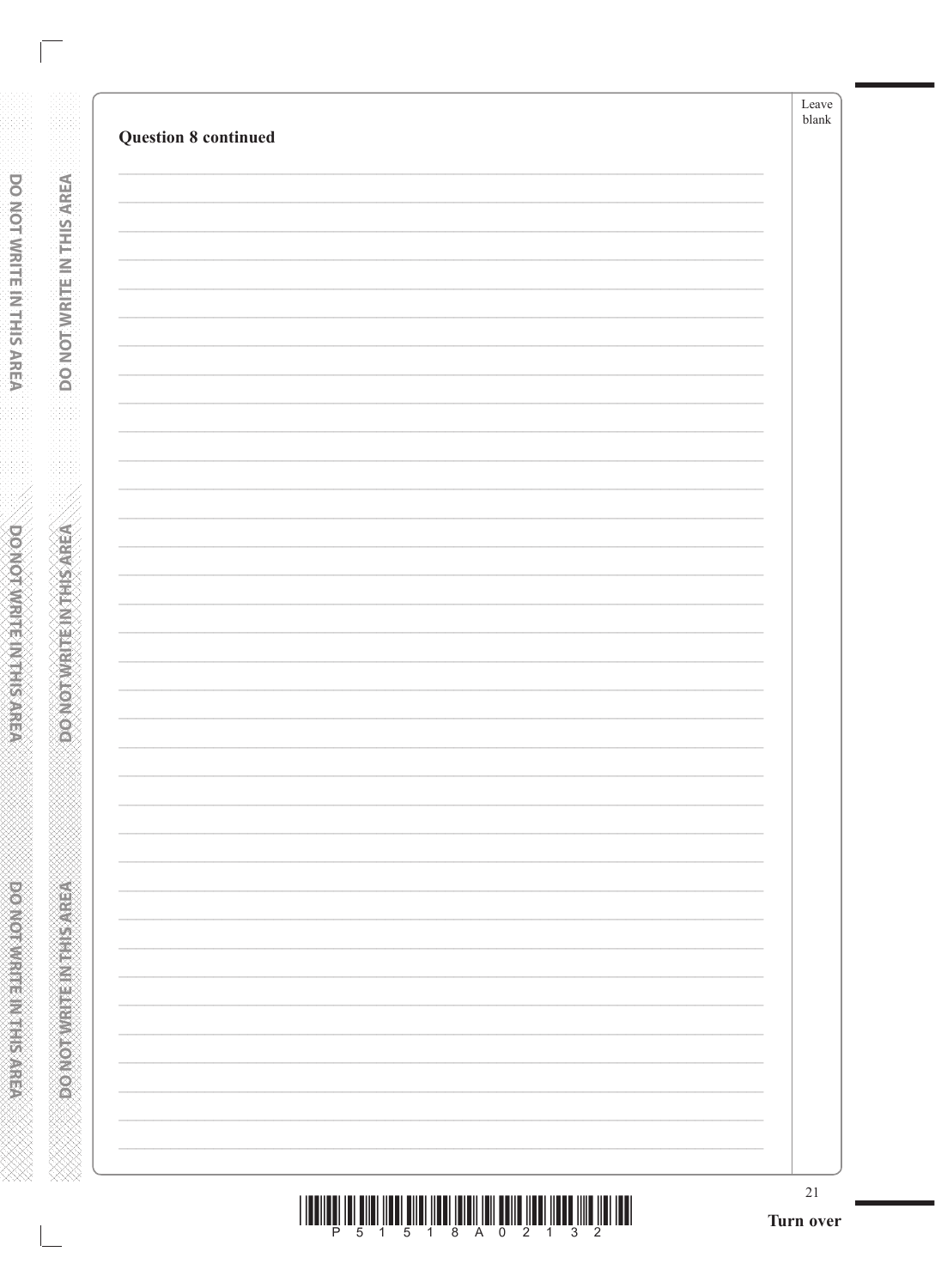**Question 8 continued**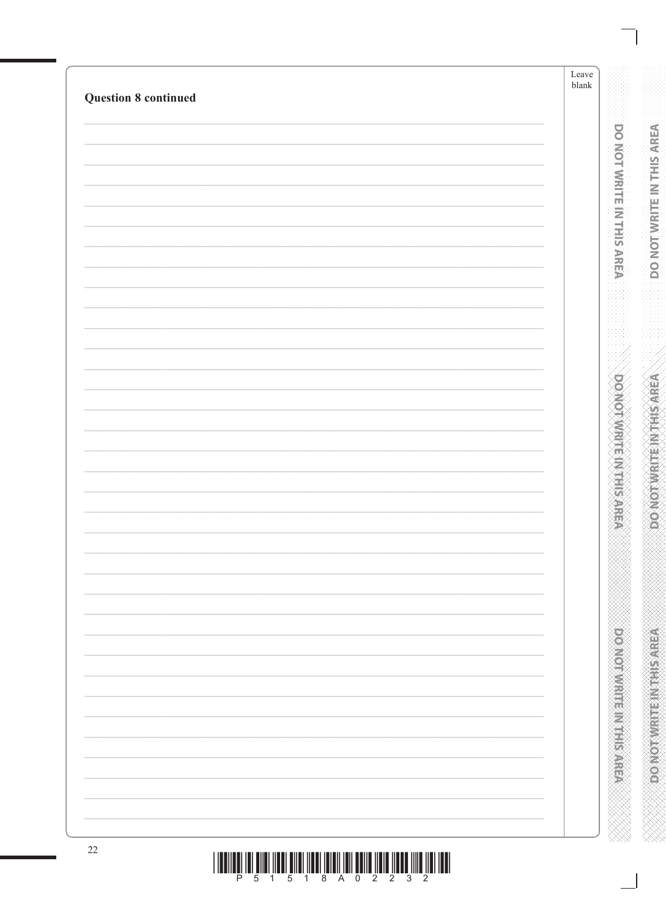**Question 8 continued**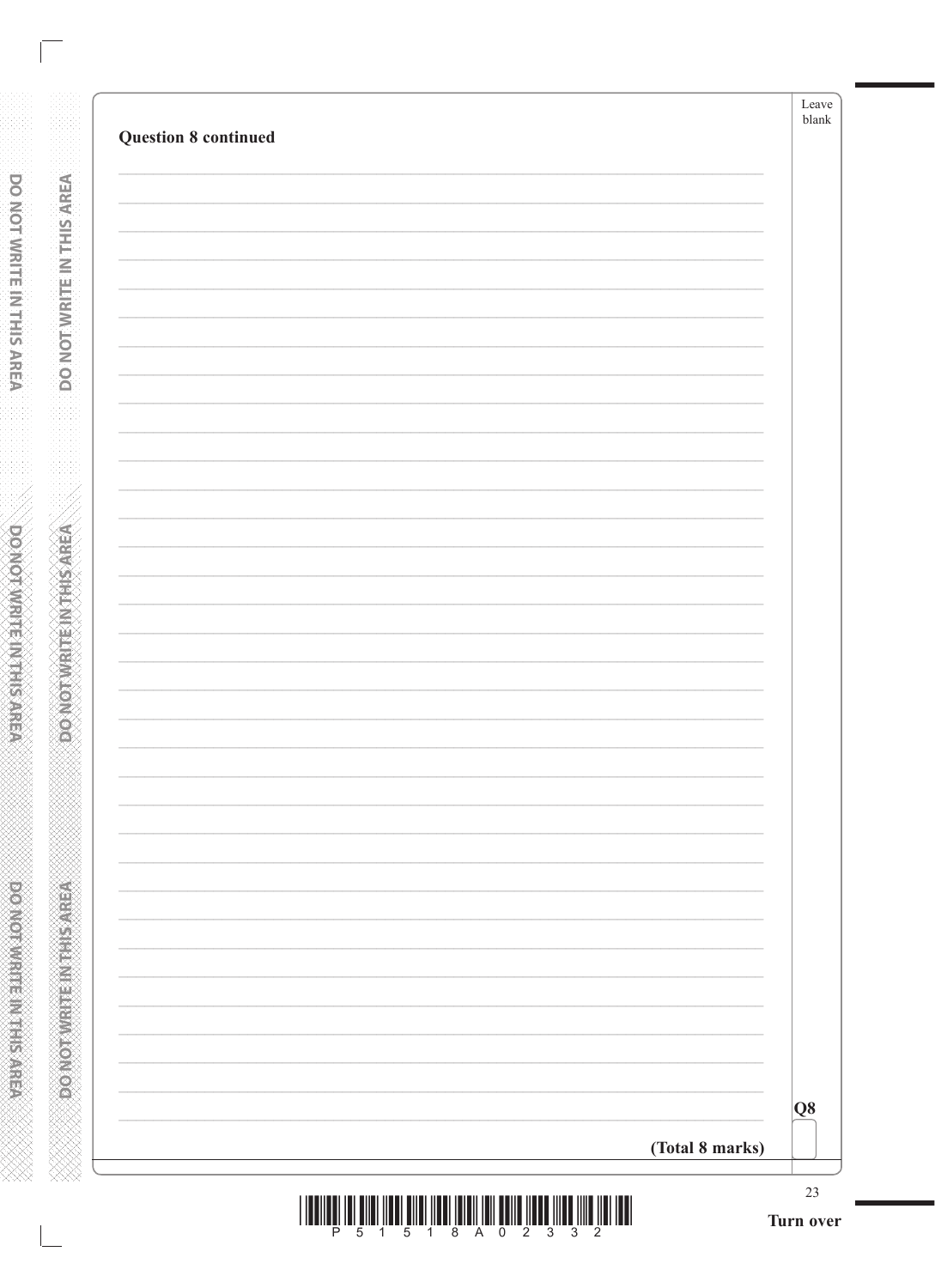**Question 8 continued**

**(Total 8 marks)**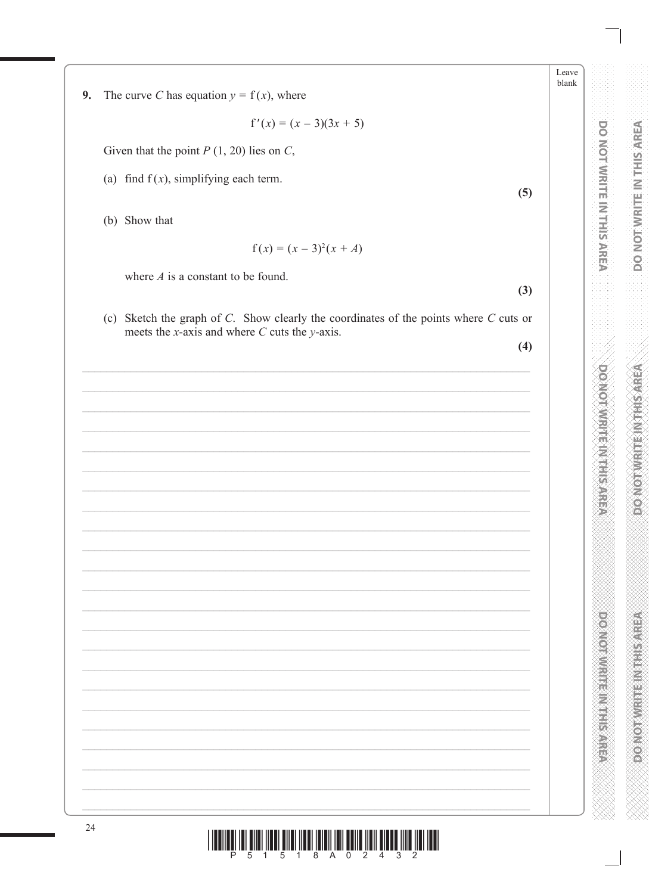**9.** The curve $C$ has equation $y = \text{f}(x)$, where

$$\text{f}'(x) = (x - 3)(3x + 5)$$

Given that the point $P$ $(1, 20)$ lies on $C$,

(a) find $\text{f}(x)$, simplifying each term.

**(5)**

(b) Show that

$$\text{f}(x) = (x - 3)^2(x + A)$$

where $A$ is a constant to be found.

**(3)**

(c) Sketch the graph of $C$. Show clearly the coordinates of the points where $C$ cuts or meets the $x$-axis and where $C$ cuts the $y$-axis.

**(4)**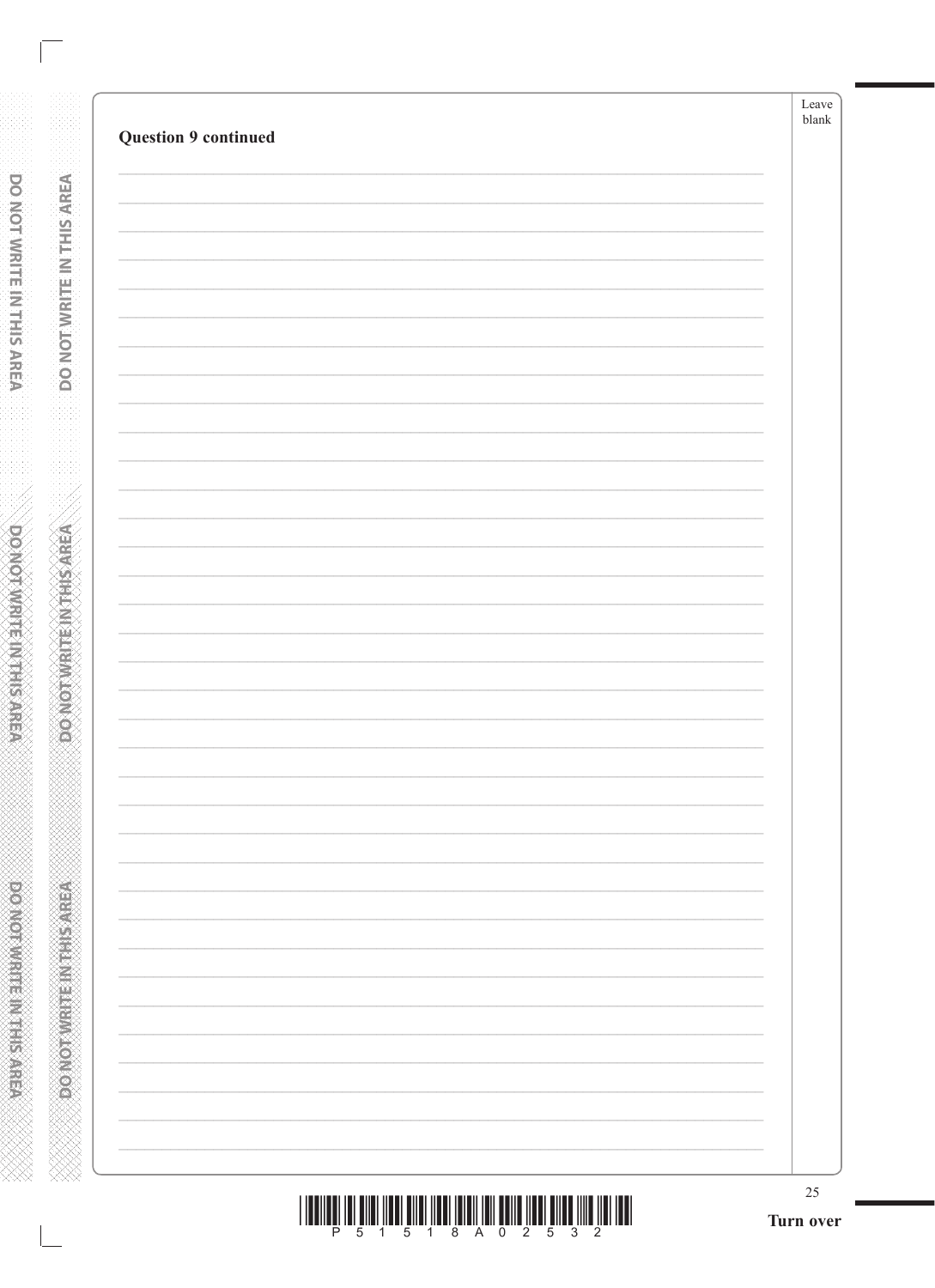**Question 9 continued**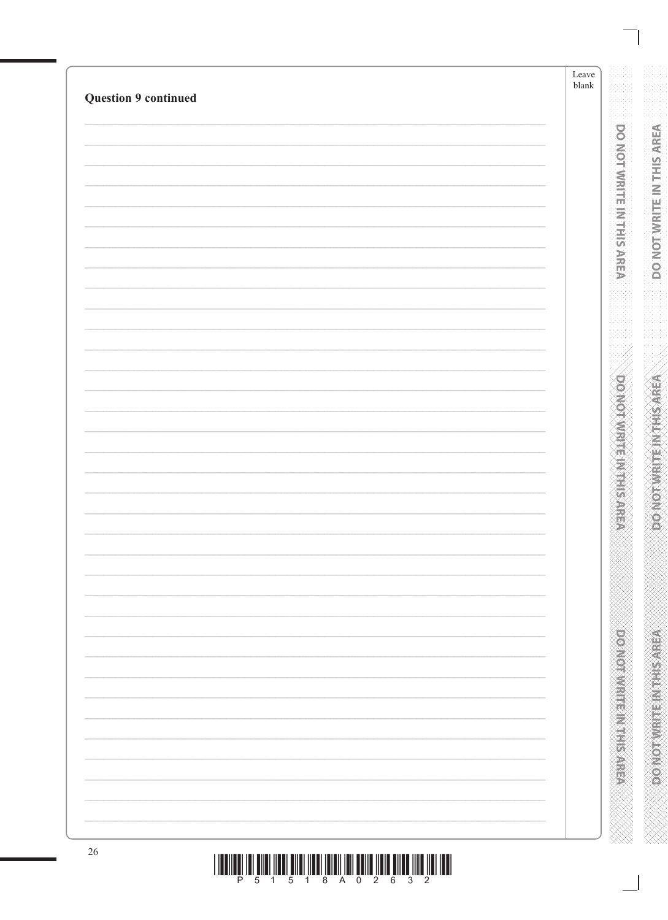**Question 9 continued**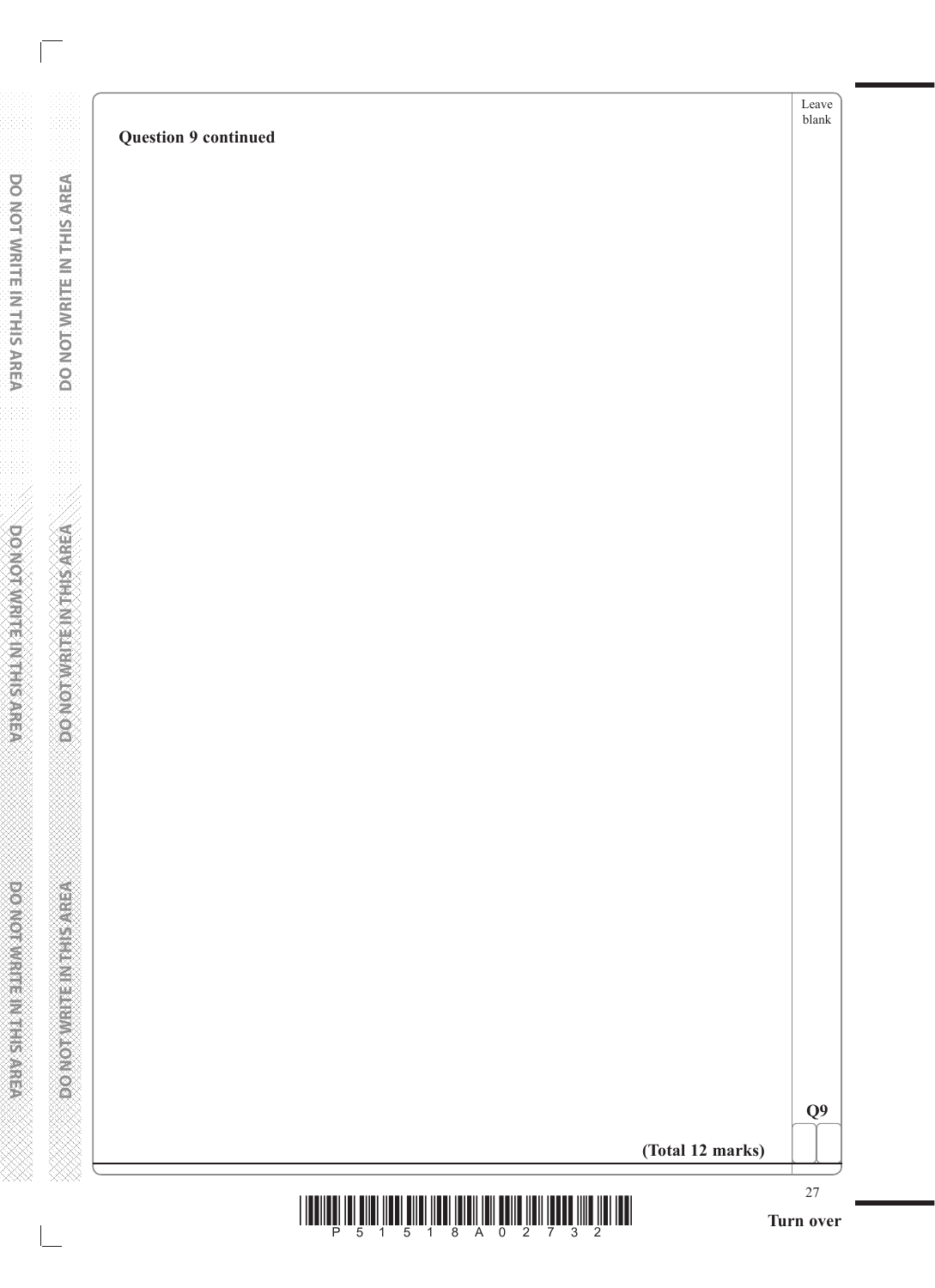**Question 9 continued**

**Q9**

**(Total 12 marks)**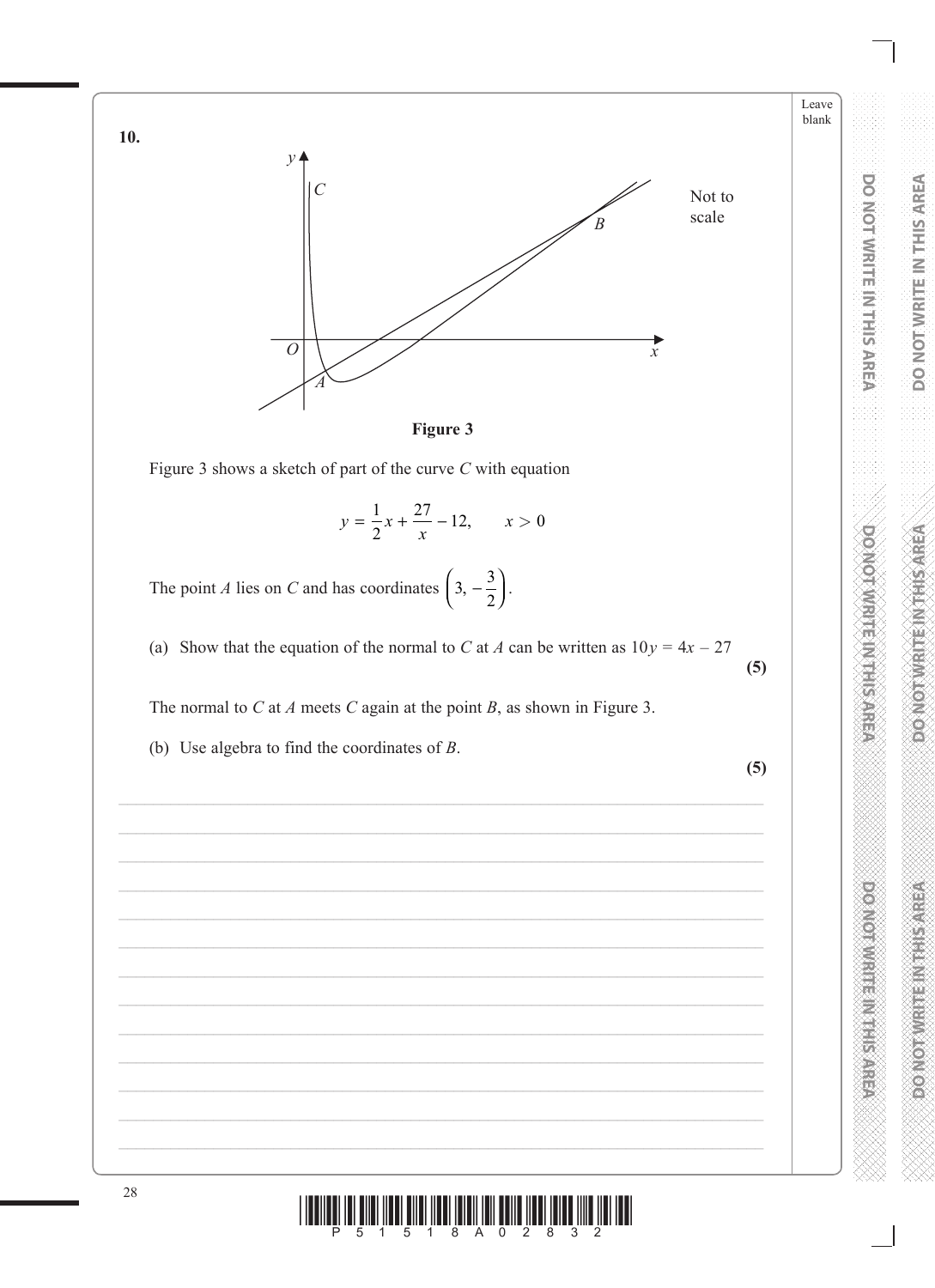**10.**

**Figure 3**

Figure 3 shows a sketch of part of the curve $C$ with equation

$$y = \frac{1}{2}x + \frac{27}{x} - 12, \qquad x > 0$$

The point $A$ lies on $C$ and has coordinates $\left(3, -\frac{3}{2}\right)$.

(a) Show that the equation of the normal to $C$ at $A$ can be written as $10y = 4x - 27$ **(5)**

The normal to $C$ at $A$ meets $C$ again at the point $B$, as shown in Figure 3.

(b) Use algebra to find the coordinates of $B$. **(5)**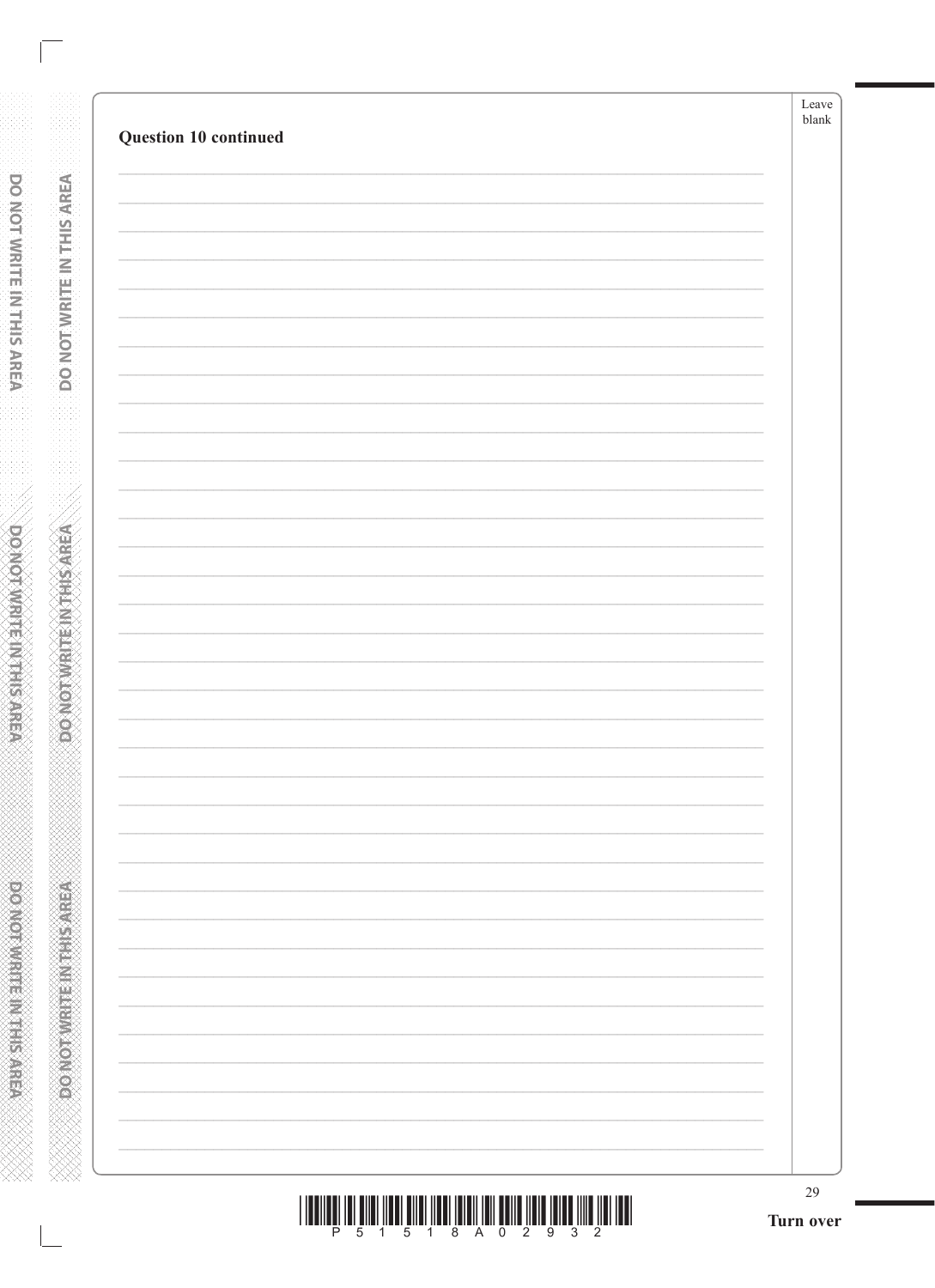**Question 10 continued**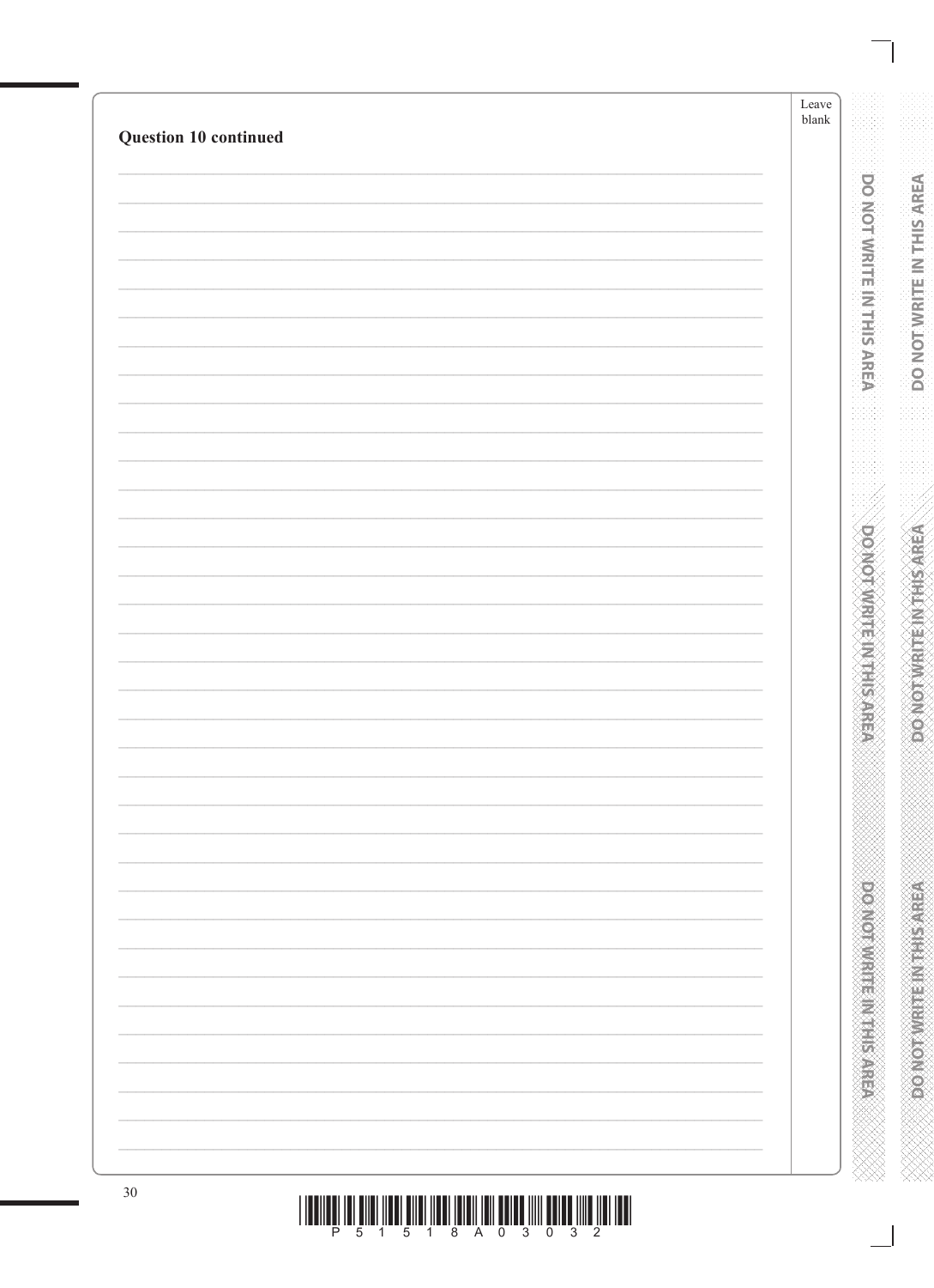**Question 10 continued**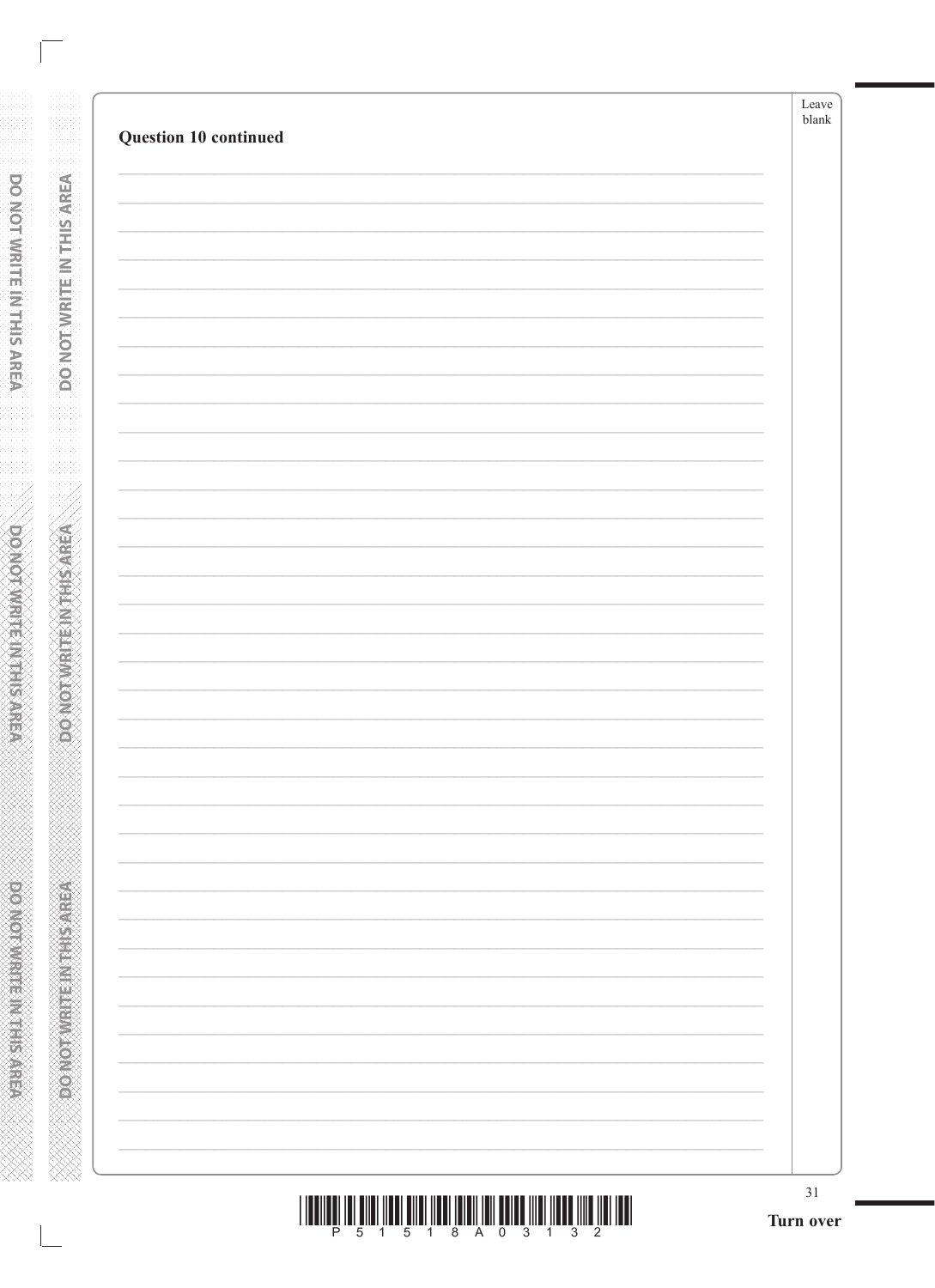**Question 10 continued**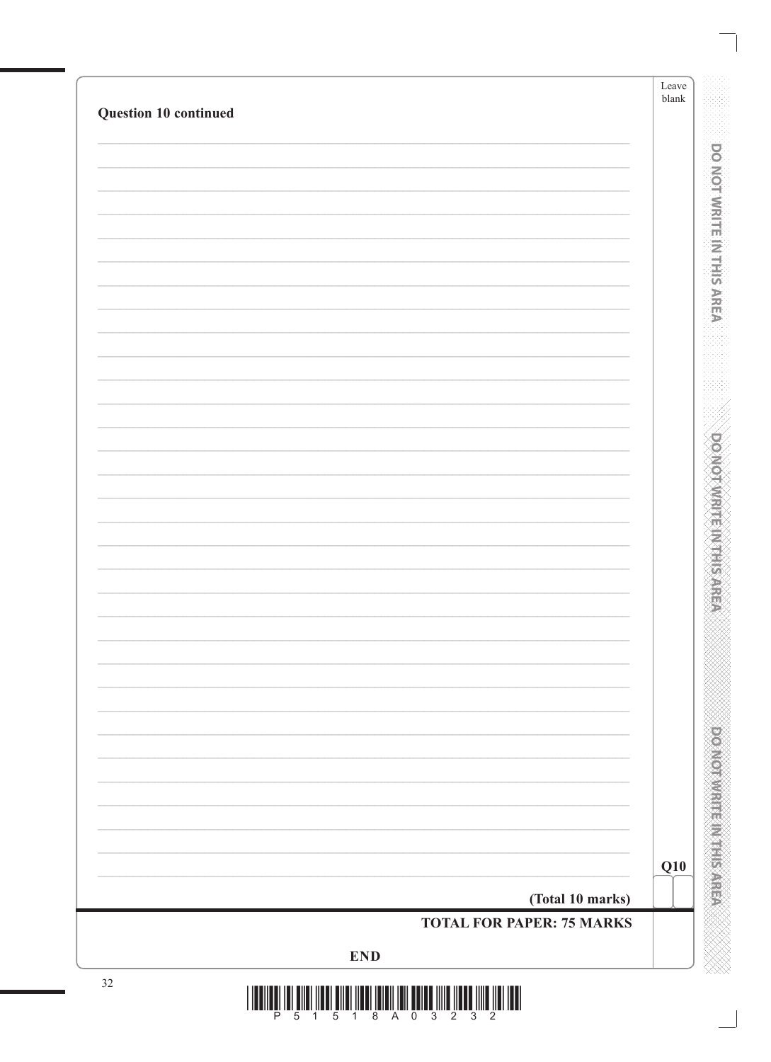**Question 10 continued**

**(Total 10 marks)**

**TOTAL FOR PAPER: 75 MARKS**

**END**